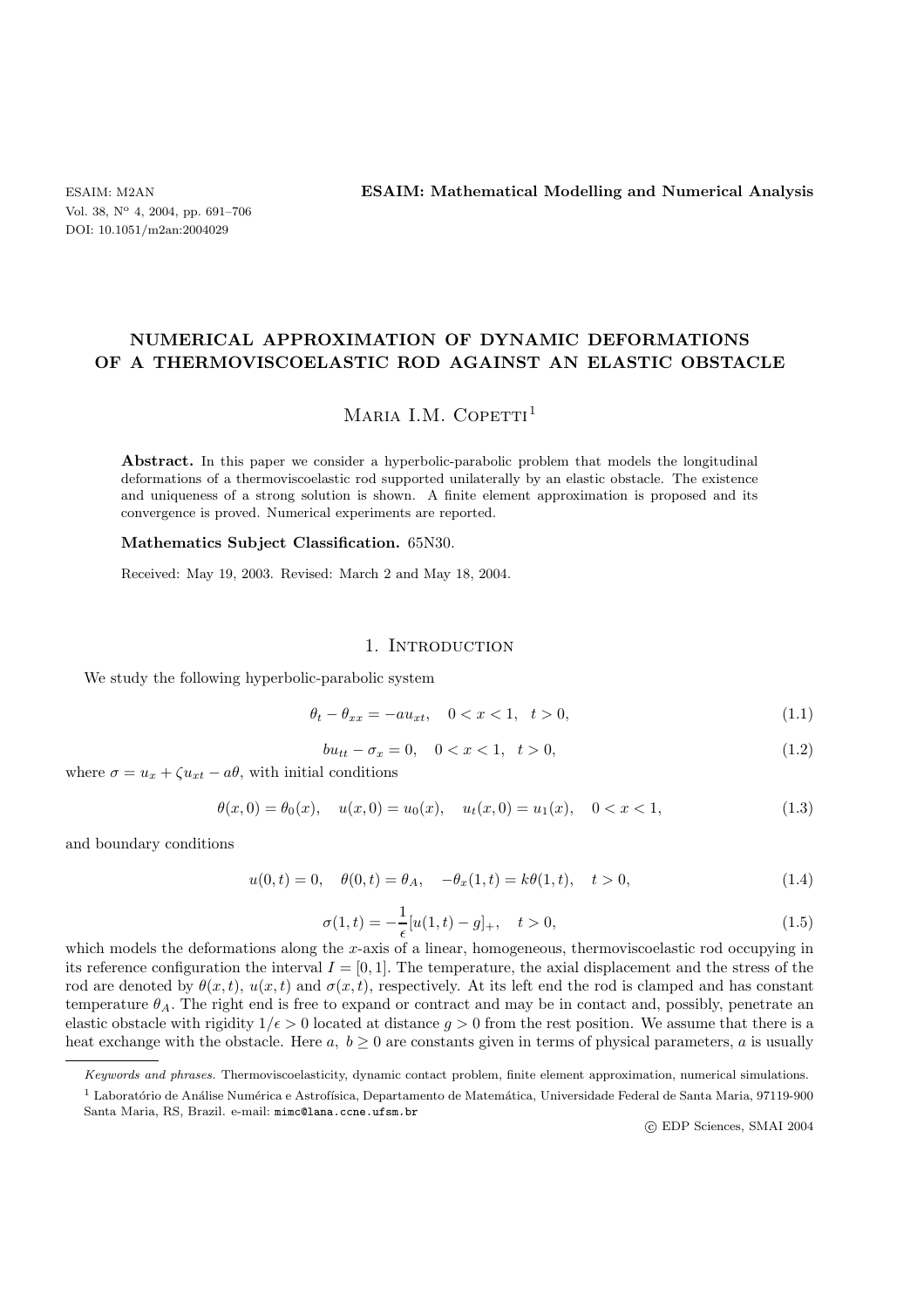# NUMERICAL APPROXIMATION OF DYNAMIC DEFORMATIONS OF A THERMOVISCOELASTIC ROD AGAINST AN ELASTIC OBSTACLE

Maria I.M. Copetti[1]

**Abstract.** In this paper we consider a hyperbolic-parabolic problem that models the longitudinal deformations of a thermoviscoelastic rod supported unilaterally by an elastic obstacle. The existence and uniqueness of a strong solution is shown. A finite element approximation is proposed and its convergence is proved. Numerical experiments are reported.

**Mathematics Subject Classification.** 65N30.

Received: May 19, 2003. Revised: March 2 and May 18, 2004.

## 1. Introduction

We study the following hyperbolic-parabolic system

$$\theta_t - \theta_{xx} = -au_{xt}, \quad 0 < x < 1, \quad t > 0, \tag{1.1}$$

$$bu_{tt} - \sigma_x = 0, \quad 0 < x < 1, \quad t > 0, \tag{1.2}$$

where $\sigma = u_x + \zeta u_{xt} - a\theta$, with initial conditions

$$\theta(x,0) = \theta_0(x), \quad u(x,0) = u_0(x), \quad u_t(x,0) = u_1(x), \quad 0 < x < 1, \tag{1.3}$$

and boundary conditions

$$u(0,t) = 0, \quad \theta(0,t) = \theta_A, \quad -\theta_x(1,t) = k\theta(1,t), \quad t > 0, \tag{1.4}$$

$$\sigma(1,t) = -\frac{1}{\epsilon}[u(1,t) - g]_+, \quad t > 0, \tag{1.5}$$

which models the deformations along the $x$-axis of a linear, homogeneous, thermoviscoelastic rod occupying in its reference configuration the interval $I = [0,1]$. The temperature, the axial displacement and the stress of the rod are denoted by $\theta(x,t)$, $u(x,t)$ and $\sigma(x,t)$, respectively. At its left end the rod is clamped and has constant temperature $\theta_A$. The right end is free to expand or contract and may be in contact and, possibly, penetrate an elastic obstacle with rigidity $1/\epsilon > 0$ located at distance $g > 0$ from the rest position. We assume that there is a heat exchange with the obstacle. Here $a$, $b \geq 0$ are constants given in terms of physical parameters, $a$ is usually

---

*Keywords and phrases.* Thermoviscoelasticity, dynamic contact problem, finite element approximation, numerical simulations.

[1] Laboratório de Análise Numérica e Astrofísica, Departamento de Matemática, Universidade Federal de Santa Maria, 97119-900 Santa Maria, RS, Brazil. e-mail: mimc@lana.ccne.ufsm.br

© EDP Sciences, SMAI 2004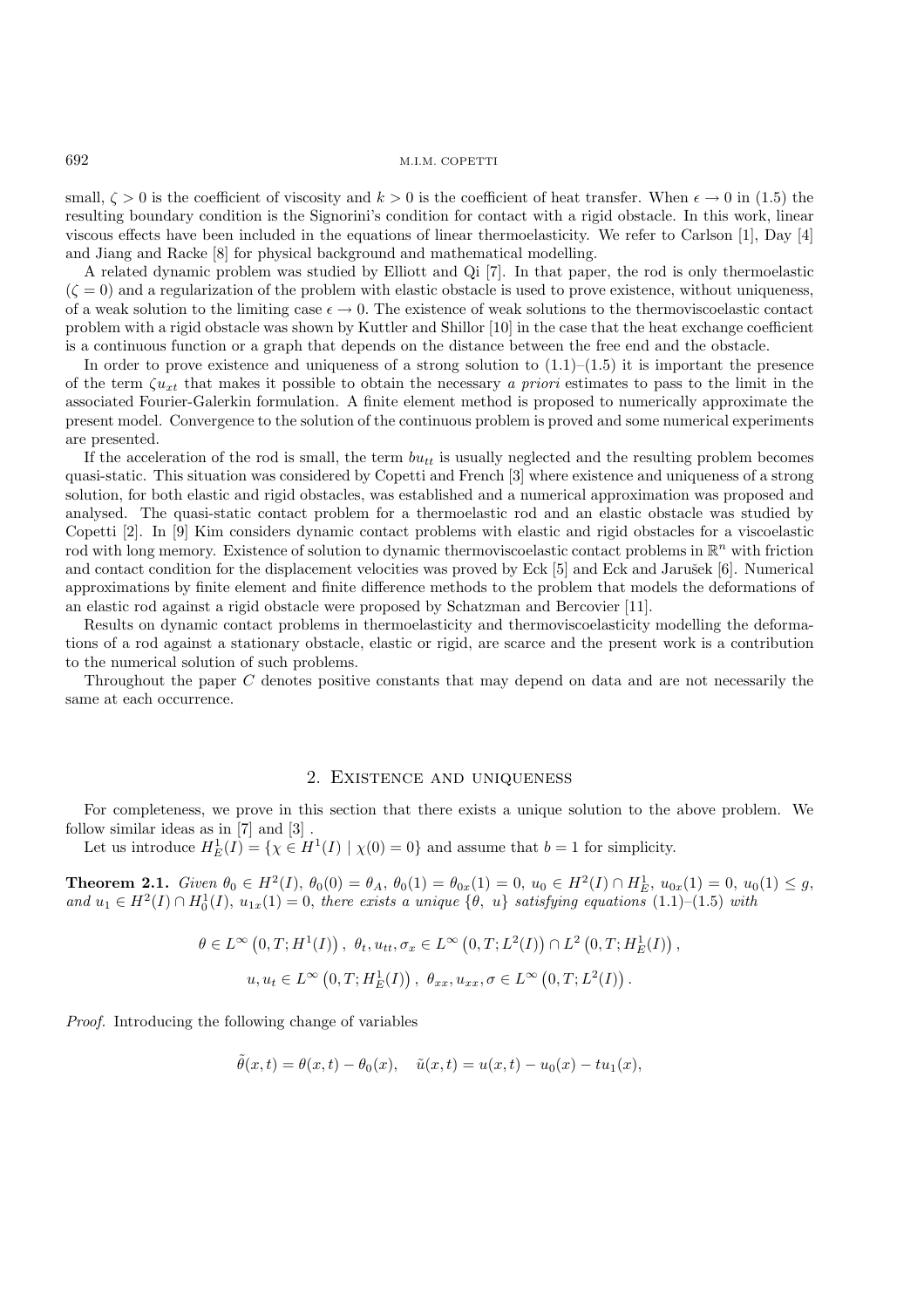small, $\zeta > 0$ is the coefficient of viscosity and $k > 0$ is the coefficient of heat transfer. When $\epsilon \to 0$ in (1.5) the resulting boundary condition is the Signorini's condition for contact with a rigid obstacle. In this work, linear viscous effects have been included in the equations of linear thermoelasticity. We refer to Carlson [1], Day [4] and Jiang and Racke [8] for physical background and mathematical modelling.

A related dynamic problem was studied by Elliott and Qi [7]. In that paper, the rod is only thermoelastic ($\zeta = 0$) and a regularization of the problem with elastic obstacle is used to prove existence, without uniqueness, of a weak solution to the limiting case $\epsilon \to 0$. The existence of weak solutions to the thermoviscoelastic contact problem with a rigid obstacle was shown by Kuttler and Shillor [10] in the case that the heat exchange coefficient is a continuous function or a graph that depends on the distance between the free end and the obstacle.

In order to prove existence and uniqueness of a strong solution to (1.1)–(1.5) it is important the presence of the term $\zeta u_{xt}$ that makes it possible to obtain the necessary *a priori* estimates to pass to the limit in the associated Fourier-Galerkin formulation. A finite element method is proposed to numerically approximate the present model. Convergence to the solution of the continuous problem is proved and some numerical experiments are presented.

If the acceleration of the rod is small, the term $bu_{tt}$ is usually neglected and the resulting problem becomes quasi-static. This situation was considered by Copetti and French [3] where existence and uniqueness of a strong solution, for both elastic and rigid obstacles, was established and a numerical approximation was proposed and analysed. The quasi-static contact problem for a thermoelastic rod and an elastic obstacle was studied by Copetti [2]. In [9] Kim considers dynamic contact problems with elastic and rigid obstacles for a viscoelastic rod with long memory. Existence of solution to dynamic thermoviscoelastic contact problems in $\mathbb{R}^n$ with friction and contact condition for the displacement velocities was proved by Eck [5] and Eck and Jarušek [6]. Numerical approximations by finite element and finite difference methods to the problem that models the deformations of an elastic rod against a rigid obstacle were proposed by Schatzman and Bercovier [11].

Results on dynamic contact problems in thermoelasticity and thermoviscoelasticity modelling the deformations of a rod against a stationary obstacle, elastic or rigid, are scarce and the present work is a contribution to the numerical solution of such problems.

Throughout the paper $C$ denotes positive constants that may depend on data and are not necessarily the same at each occurrence.

## 2. Existence and uniqueness

For completeness, we prove in this section that there exists a unique solution to the above problem. We follow similar ideas as in [7] and [3] .

Let us introduce $H^1_E(I) = \{\chi \in H^1(I) \mid \chi(0) = 0\}$ and assume that $b = 1$ for simplicity.

**Theorem 2.1.** *Given $\theta_0 \in H^2(I)$, $\theta_0(0) = \theta_A$, $\theta_0(1) = \theta_{0x}(1) = 0$, $u_0 \in H^2(I) \cap H^1_E$, $u_{0x}(1) = 0$, $u_0(1) \le g$, and $u_1 \in H^2(I) \cap H^1_0(I)$, $u_{1x}(1) = 0$, there exists a unique $\{\theta,\ u\}$ satisfying equations* (1.1)–(1.5) *with*

$$\theta \in L^\infty\left(0,T;H^1(I)\right),\ \theta_t, u_{tt}, \sigma_x \in L^\infty\left(0,T;L^2(I)\right) \cap L^2\left(0,T;H^1_E(I)\right),$$

$$u, u_t \in L^\infty\left(0,T;H^1_E(I)\right),\ \theta_{xx}, u_{xx}, \sigma \in L^\infty\left(0,T;L^2(I)\right).$$

*Proof.* Introducing the following change of variables

$$\tilde{\theta}(x,t) = \theta(x,t) - \theta_0(x), \quad \tilde{u}(x,t) = u(x,t) - u_0(x) - tu_1(x),$$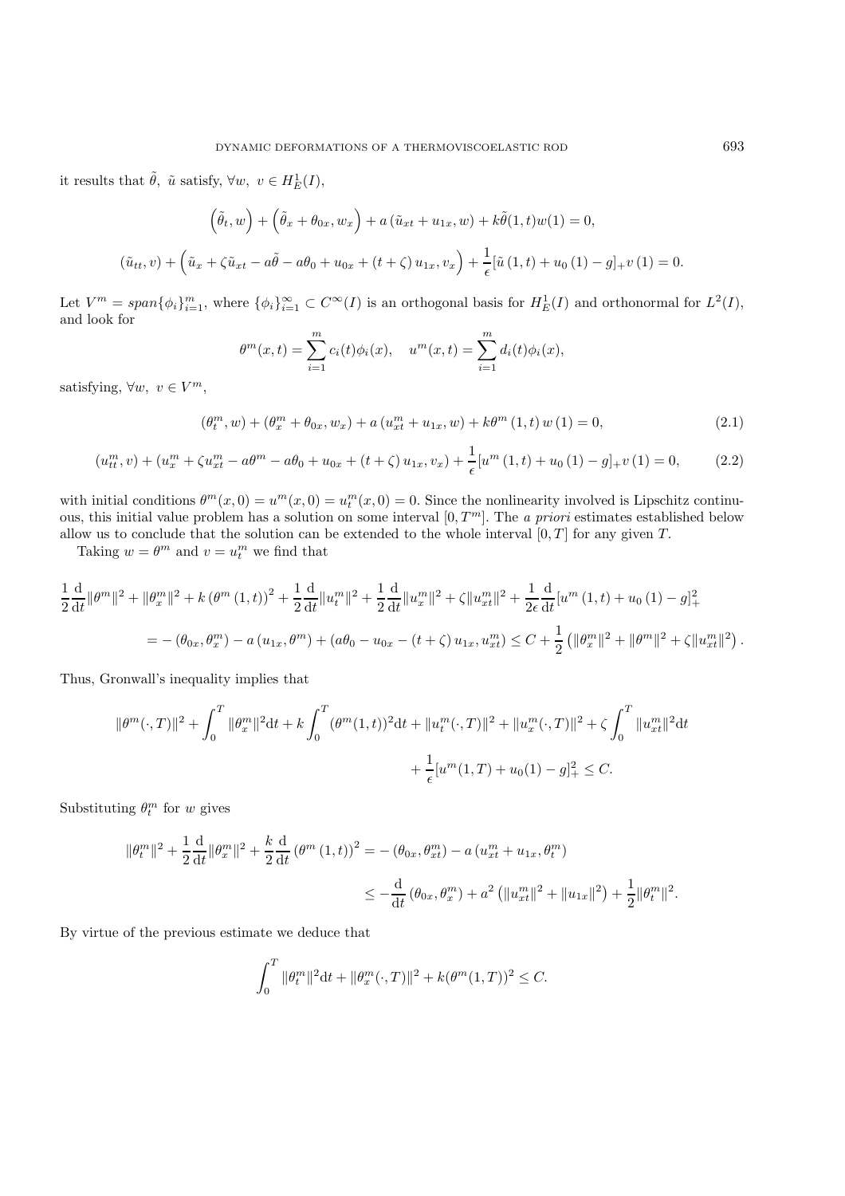it results that $\tilde{\theta}$, $\tilde{u}$ satisfy, $\forall w,\ v \in H_E^1(I)$,

$$\left(\tilde{\theta}_t, w\right) + \left(\tilde{\theta}_x + \theta_{0x}, w_x\right) + a\left(\tilde{u}_{xt} + u_{1x}, w\right) + k\tilde{\theta}(1,t)w(1) = 0,$$

$$\left(\tilde{u}_{tt}, v\right) + \left(\tilde{u}_x + \zeta\tilde{u}_{xt} - a\tilde{\theta} - a\theta_0 + u_{0x} + (t+\zeta)\,u_{1x}, v_x\right) + \frac{1}{\epsilon}[\tilde{u}\,(1,t) + u_0\,(1) - g]_+ v\,(1) = 0.$$

Let $V^m = span\{\phi_i\}_{i=1}^m$, where $\{\phi_i\}_{i=1}^\infty \subset C^\infty(I)$ is an orthogonal basis for $H_E^1(I)$ and orthonormal for $L^2(I)$, and look for

$$\theta^m(x,t) = \sum_{i=1}^m c_i(t)\phi_i(x), \quad u^m(x,t) = \sum_{i=1}^m d_i(t)\phi_i(x),$$

satisfying, $\forall w,\ v \in V^m$,

$$(\theta_t^m, w) + (\theta_x^m + \theta_{0x}, w_x) + a\,(u_{xt}^m + u_{1x}, w) + k\theta^m\,(1,t)\,w\,(1) = 0, \tag{2.1}$$

$$(u_{tt}^m, v) + (u_x^m + \zeta u_{xt}^m - a\theta^m - a\theta_0 + u_{0x} + (t+\zeta)\,u_{1x}, v_x) + \frac{1}{\epsilon}[u^m\,(1,t) + u_0\,(1) - g]_+ v\,(1) = 0, \tag{2.2}$$

with initial conditions $\theta^m(x,0) = u^m(x,0) = u_t^m(x,0) = 0$. Since the nonlinearity involved is Lipschitz continuous, this initial value problem has a solution on some interval $[0, T^m]$. The *a priori* estimates established below allow us to conclude that the solution can be extended to the whole interval $[0,T]$ for any given $T$.

Taking $w = \theta^m$ and $v = u_t^m$ we find that

$$\frac{1}{2}\frac{\mathrm{d}}{\mathrm{d}t}\|\theta^m\|^2 + \|\theta_x^m\|^2 + k\left(\theta^m\,(1,t)\right)^2 + \frac{1}{2}\frac{\mathrm{d}}{\mathrm{d}t}\|u_t^m\|^2 + \frac{1}{2}\frac{\mathrm{d}}{\mathrm{d}t}\|u_x^m\|^2 + \zeta\|u_{xt}^m\|^2 + \frac{1}{2\epsilon}\frac{\mathrm{d}}{\mathrm{d}t}[u^m\,(1,t) + u_0\,(1) - g]_+^2$$

$$= -\left(\theta_{0x}, \theta_x^m\right) - a\left(u_{1x}, \theta^m\right) + \left(a\theta_0 - u_{0x} - (t+\zeta)\,u_{1x}, u_{xt}^m\right) \le C + \frac{1}{2}\left(\|\theta_x^m\|^2 + \|\theta^m\|^2 + \zeta\|u_{xt}^m\|^2\right).$$

Thus, Gronwall's inequality implies that

$$\|\theta^m(\cdot,T)\|^2 + \int_0^T \|\theta_x^m\|^2\mathrm{d}t + k\int_0^T (\theta^m(1,t))^2\mathrm{d}t + \|u_t^m(\cdot,T)\|^2 + \|u_x^m(\cdot,T)\|^2 + \zeta\int_0^T \|u_{xt}^m\|^2\mathrm{d}t$$

$$+ \frac{1}{\epsilon}[u^m(1,T) + u_0(1) - g]_+^2 \le C.$$

Substituting $\theta_t^m$ for $w$ gives

$$\|\theta_t^m\|^2 + \frac{1}{2}\frac{\mathrm{d}}{\mathrm{d}t}\|\theta_x^m\|^2 + \frac{k}{2}\frac{\mathrm{d}}{\mathrm{d}t}\left(\theta^m\,(1,t)\right)^2 = -\left(\theta_{0x}, \theta_{xt}^m\right) - a\left(u_{xt}^m + u_{1x}, \theta_t^m\right)$$

$$\le -\frac{\mathrm{d}}{\mathrm{d}t}\left(\theta_{0x}, \theta_x^m\right) + a^2\left(\|u_{xt}^m\|^2 + \|u_{1x}\|^2\right) + \frac{1}{2}\|\theta_t^m\|^2.$$

By virtue of the previous estimate we deduce that

$$\int_0^T \|\theta_t^m\|^2\mathrm{d}t + \|\theta_x^m(\cdot,T)\|^2 + k(\theta^m(1,T))^2 \le C.$$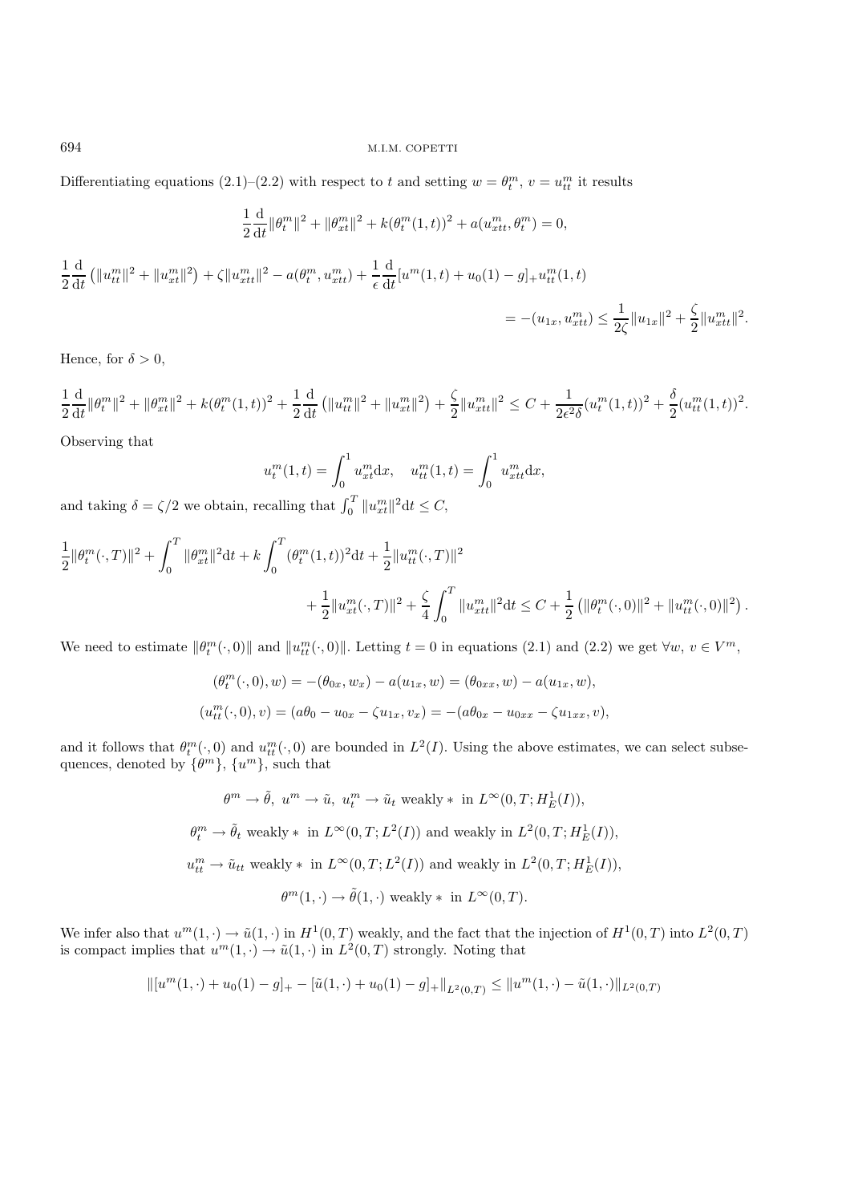Differentiating equations (2.1)–(2.2) with respect to $t$ and setting $w = \theta_t^m$, $v = u_{tt}^m$ it results

$$\frac{1}{2}\frac{\mathrm{d}}{\mathrm{d}t}\|\theta_t^m\|^2 + \|\theta_{xt}^m\|^2 + k(\theta_t^m(1,t))^2 + a(u_{xtt}^m, \theta_t^m) = 0,$$

$$\frac{1}{2}\frac{\mathrm{d}}{\mathrm{d}t}\left(\|u_{tt}^m\|^2 + \|u_{xt}^m\|^2\right) + \zeta\|u_{xtt}^m\|^2 - a(\theta_t^m, u_{xtt}^m) + \frac{1}{\epsilon}\frac{\mathrm{d}}{\mathrm{d}t}[u^m(1,t) + u_0(1) - g]_+ u_{tt}^m(1,t)$$
$$= -(u_{1x}, u_{xtt}^m) \leq \frac{1}{2\zeta}\|u_{1x}\|^2 + \frac{\zeta}{2}\|u_{xtt}^m\|^2.$$

Hence, for $\delta > 0$,

$$\frac{1}{2}\frac{\mathrm{d}}{\mathrm{d}t}\|\theta_t^m\|^2 + \|\theta_{xt}^m\|^2 + k(\theta_t^m(1,t))^2 + \frac{1}{2}\frac{\mathrm{d}}{\mathrm{d}t}\left(\|u_{tt}^m\|^2 + \|u_{xt}^m\|^2\right) + \frac{\zeta}{2}\|u_{xtt}^m\|^2 \leq C + \frac{1}{2\epsilon^2\delta}(u_t^m(1,t))^2 + \frac{\delta}{2}(u_{tt}^m(1,t))^2.$$

Observing that

$$u_t^m(1,t) = \int_0^1 u_{xt}^m \mathrm{d}x, \quad u_{tt}^m(1,t) = \int_0^1 u_{xtt}^m \mathrm{d}x,$$

and taking $\delta = \zeta/2$ we obtain, recalling that $\int_0^T \|u_{xt}^m\|^2 \mathrm{d}t \leq C$,

$$\frac{1}{2}\|\theta_t^m(\cdot,T)\|^2 + \int_0^T \|\theta_{xt}^m\|^2 \mathrm{d}t + k\int_0^T (\theta_t^m(1,t))^2 \mathrm{d}t + \frac{1}{2}\|u_{tt}^m(\cdot,T)\|^2$$
$$+ \frac{1}{2}\|u_{xt}^m(\cdot,T)\|^2 + \frac{\zeta}{4}\int_0^T \|u_{xtt}^m\|^2 \mathrm{d}t \leq C + \frac{1}{2}\left(\|\theta_t^m(\cdot,0)\|^2 + \|u_{tt}^m(\cdot,0)\|^2\right).$$

We need to estimate $\|\theta_t^m(\cdot,0)\|$ and $\|u_{tt}^m(\cdot,0)\|$. Letting $t=0$ in equations (2.1) and (2.2) we get $\forall w,\ v \in V^m$,

$$(\theta_t^m(\cdot,0), w) = -(\theta_{0x}, w_x) - a(u_{1x}, w) = (\theta_{0xx}, w) - a(u_{1x}, w),$$

$$(u_{tt}^m(\cdot,0), v) = (a\theta_0 - u_{0x} - \zeta u_{1x}, v_x) = -(a\theta_{0x} - u_{0xx} - \zeta u_{1xx}, v),$$

and it follows that $\theta_t^m(\cdot,0)$ and $u_{tt}^m(\cdot,0)$ are bounded in $L^2(I)$. Using the above estimates, we can select subsequences, denoted by $\{\theta^m\}$, $\{u^m\}$, such that

$$\theta^m \to \tilde{\theta},\ u^m \to \tilde{u},\ u_t^m \to \tilde{u}_t \text{ weakly} * \text{ in } L^\infty(0,T;H_E^1(I)),$$

$$\theta_t^m \to \tilde{\theta}_t \text{ weakly} * \text{ in } L^\infty(0,T;L^2(I)) \text{ and weakly in } L^2(0,T;H_E^1(I)),$$

$$u_{tt}^m \to \tilde{u}_{tt} \text{ weakly} * \text{ in } L^\infty(0,T;L^2(I)) \text{ and weakly in } L^2(0,T;H_E^1(I)),$$

$$\theta^m(1,\cdot) \to \tilde{\theta}(1,\cdot) \text{ weakly} * \text{ in } L^\infty(0,T).$$

We infer also that $u^m(1,\cdot) \to \tilde{u}(1,\cdot)$ in $H^1(0,T)$ weakly, and the fact that the injection of $H^1(0,T)$ into $L^2(0,T)$ is compact implies that $u^m(1,\cdot) \to \tilde{u}(1,\cdot)$ in $L^2(0,T)$ strongly. Noting that

$$\|[u^m(1,\cdot) + u_0(1) - g]_+ - [\tilde{u}(1,\cdot) + u_0(1) - g]_+\|_{L^2(0,T)} \leq \|u^m(1,\cdot) - \tilde{u}(1,\cdot)\|_{L^2(0,T)}$$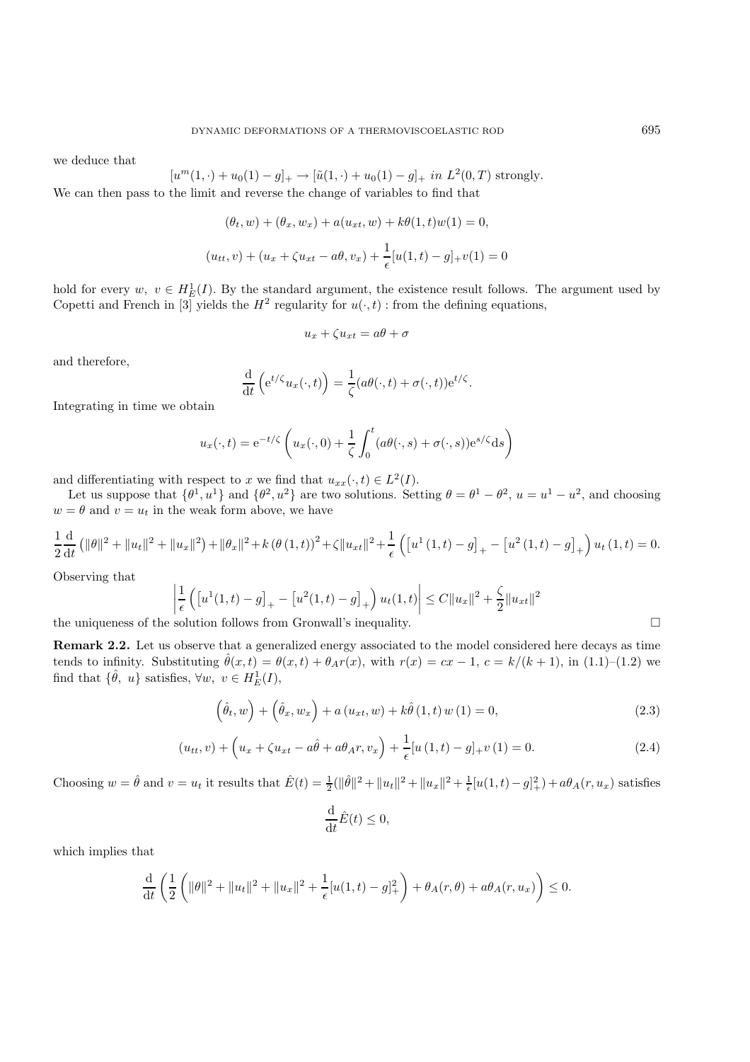we deduce that

$$[u^m(1,\cdot)+u_0(1)-g]_+ \to [\tilde{u}(1,\cdot)+u_0(1)-g]_+ \ in\ L^2(0,T) \text{ strongly.}$$

We can then pass to the limit and reverse the change of variables to find that

$$(\theta_t, w) + (\theta_x, w_x) + a(u_{xt}, w) + k\theta(1,t)w(1) = 0,$$

$$(u_{tt}, v) + (u_x + \zeta u_{xt} - a\theta, v_x) + \frac{1}{\epsilon}[u(1,t)-g]_+ v(1) = 0$$

hold for every $w,\ v \in H^1_E(I)$. By the standard argument, the existence result follows. The argument used by Copetti and French in [3] yields the $H^2$ regularity for $u(\cdot,t)$ : from the defining equations,

$$u_x + \zeta u_{xt} = a\theta + \sigma$$

and therefore,

$$\frac{\mathrm{d}}{\mathrm{d}t}\left(\mathrm{e}^{t/\zeta} u_x(\cdot,t)\right) = \frac{1}{\zeta}(a\theta(\cdot,t)+\sigma(\cdot,t))\mathrm{e}^{t/\zeta}.$$

Integrating in time we obtain

$$u_x(\cdot,t) = \mathrm{e}^{-t/\zeta}\left(u_x(\cdot,0) + \frac{1}{\zeta}\int_0^t (a\theta(\cdot,s)+\sigma(\cdot,s))\mathrm{e}^{s/\zeta}\mathrm{d}s\right)$$

and differentiating with respect to $x$ we find that $u_{xx}(\cdot,t) \in L^2(I)$.

Let us suppose that $\{\theta^1, u^1\}$ and $\{\theta^2, u^2\}$ are two solutions. Setting $\theta = \theta^1 - \theta^2$, $u = u^1 - u^2$, and choosing $w = \theta$ and $v = u_t$ in the weak form above, we have

$$\frac{1}{2}\frac{\mathrm{d}}{\mathrm{d}t}\left(\|\theta\|^2 + \|u_t\|^2 + \|u_x\|^2\right) + \|\theta_x\|^2 + k\left(\theta\left(1,t\right)\right)^2 + \zeta\|u_{xt}\|^2 + \frac{1}{\epsilon}\left(\left[u^1\left(1,t\right)-g\right]_+ - \left[u^2\left(1,t\right)-g\right]_+\right)u_t\left(1,t\right) = 0.$$

Observing that

$$\left|\frac{1}{\epsilon}\left(\left[u^1(1,t)-g\right]_+ - \left[u^2(1,t)-g\right]_+\right)u_t(1,t)\right| \le C\|u_x\|^2 + \frac{\zeta}{2}\|u_{xt}\|^2$$

the uniqueness of the solution follows from Gronwall's inequality. □

**Remark 2.2.** Let us observe that a generalized energy associated to the model considered here decays as time tends to infinity. Substituting $\hat{\theta}(x,t) = \theta(x,t) + \theta_A r(x)$, with $r(x) = cx - 1$, $c = k/(k+1)$, in (1.1)–(1.2) we find that $\{\hat{\theta},\ u\}$ satisfies, $\forall w,\ v \in H^1_E(I)$,

$$\left(\hat{\theta}_t, w\right) + \left(\hat{\theta}_x, w_x\right) + a\left(u_{xt}, w\right) + k\hat{\theta}\left(1,t\right)w\left(1\right) = 0, \tag{2.3}$$

$$\left(u_{tt}, v\right) + \left(u_x + \zeta u_{xt} - a\hat{\theta} + a\theta_A r, v_x\right) + \frac{1}{\epsilon}[u\left(1,t\right)-g]_+ v\left(1\right) = 0. \tag{2.4}$$

Choosing $w = \hat{\theta}$ and $v = u_t$ it results that $\hat{E}(t) = \frac{1}{2}(\|\hat{\theta}\|^2 + \|u_t\|^2 + \|u_x\|^2 + \frac{1}{\epsilon}[u(1,t)-g]^2_+) + a\theta_A(r, u_x)$ satisfies

$$\frac{\mathrm{d}}{\mathrm{d}t}\hat{E}(t) \le 0,$$

which implies that

$$\frac{\mathrm{d}}{\mathrm{d}t}\left(\frac{1}{2}\left(\|\theta\|^2 + \|u_t\|^2 + \|u_x\|^2 + \frac{1}{\epsilon}[u(1,t)-g]^2_+\right) + \theta_A(r,\theta) + a\theta_A(r,u_x)\right) \le 0.$$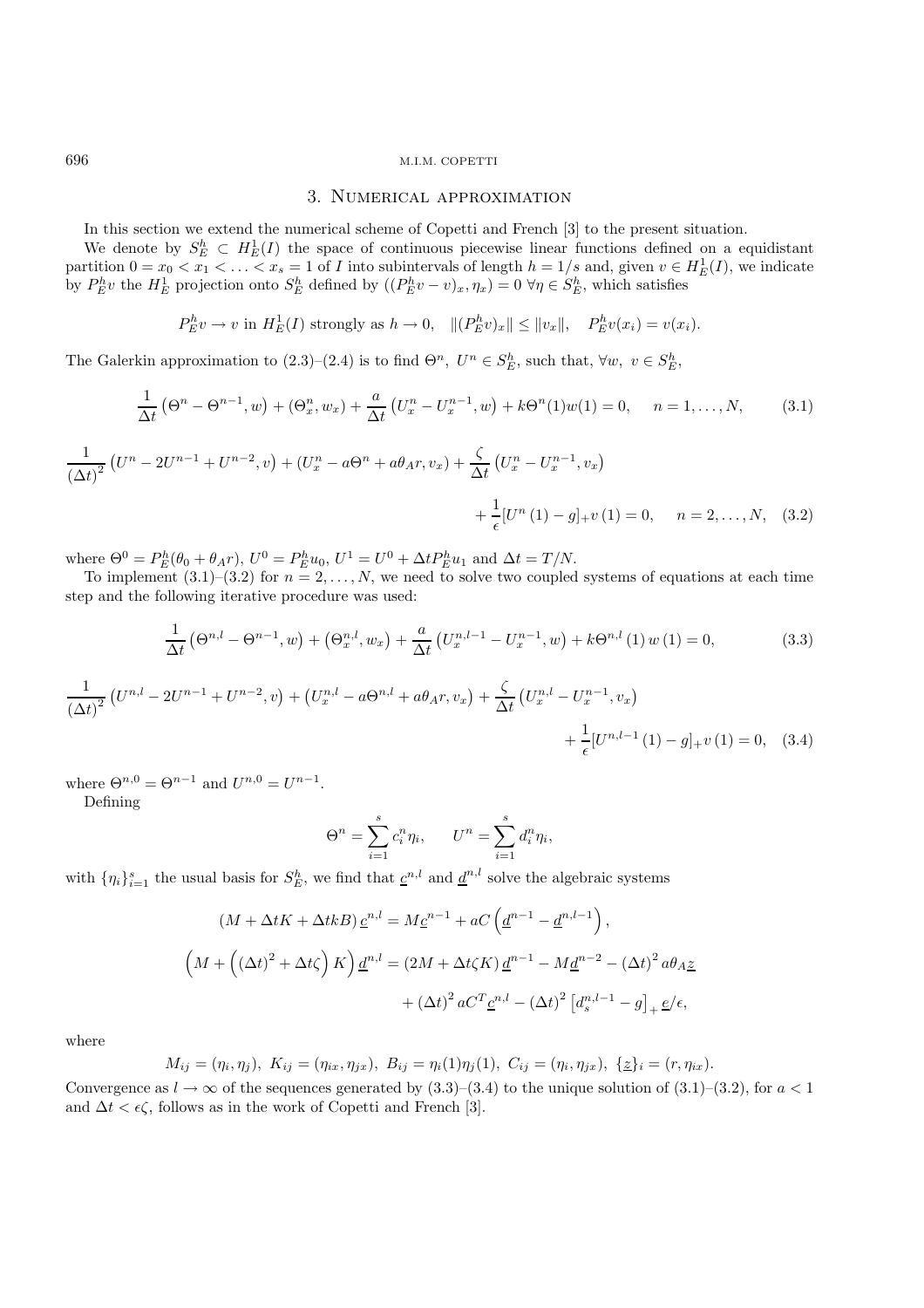## 3. Numerical approximation

In this section we extend the numerical scheme of Copetti and French [3] to the present situation.

We denote by $S_E^h \subset H_E^1(I)$ the space of continuous piecewise linear functions defined on a equidistant partition $0 = x_0 < x_1 < \ldots < x_s = 1$ of $I$ into subintervals of length $h = 1/s$ and, given $v \in H_E^1(I)$, we indicate by $P_E^h v$ the $H_E^1$ projection onto $S_E^h$ defined by $((P_E^h v - v)_x, \eta_x) = 0 \;\forall \eta \in S_E^h$, which satisfies

$$P_E^h v \to v \text{ in } H_E^1(I) \text{ strongly as } h \to 0, \quad \|(P_E^h v)_x\| \le \|v_x\|, \quad P_E^h v(x_i) = v(x_i).$$

The Galerkin approximation to (2.3)–(2.4) is to find $\Theta^n,\ U^n \in S_E^h$, such that, $\forall w,\ v \in S_E^h$,

$$\frac{1}{\Delta t}\left(\Theta^n - \Theta^{n-1}, w\right) + (\Theta_x^n, w_x) + \frac{a}{\Delta t}\left(U_x^n - U_x^{n-1}, w\right) + k\Theta^n(1)w(1) = 0, \quad n = 1, \ldots, N, \tag{3.1}$$

$$\frac{1}{(\Delta t)^2}\left(U^n - 2U^{n-1} + U^{n-2}, v\right) + (U_x^n - a\Theta^n + a\theta_A r, v_x) + \frac{\zeta}{\Delta t}\left(U_x^n - U_x^{n-1}, v_x\right) + \frac{1}{\epsilon}[U^n(1) - g]_+ v(1) = 0, \quad n = 2, \ldots, N, \tag{3.2}$$

where $\Theta^0 = P_E^h(\theta_0 + \theta_A r)$, $U^0 = P_E^h u_0$, $U^1 = U^0 + \Delta t P_E^h u_1$ and $\Delta t = T/N$.

To implement (3.1)–(3.2) for $n = 2, \ldots, N$, we need to solve two coupled systems of equations at each time step and the following iterative procedure was used:

$$\frac{1}{\Delta t}\left(\Theta^{n,l} - \Theta^{n-1}, w\right) + \left(\Theta_x^{n,l}, w_x\right) + \frac{a}{\Delta t}\left(U_x^{n,l-1} - U_x^{n-1}, w\right) + k\Theta^{n,l}(1)\, w(1) = 0, \tag{3.3}$$

$$\frac{1}{(\Delta t)^2}\left(U^{n,l} - 2U^{n-1} + U^{n-2}, v\right) + \left(U_x^{n,l} - a\Theta^{n,l} + a\theta_A r, v_x\right) + \frac{\zeta}{\Delta t}\left(U_x^{n,l} - U_x^{n-1}, v_x\right) + \frac{1}{\epsilon}[U^{n,l-1}(1) - g]_+ v(1) = 0, \tag{3.4}$$

where $\Theta^{n,0} = \Theta^{n-1}$ and $U^{n,0} = U^{n-1}$.

Defining

$$\Theta^n = \sum_{i=1}^{s} c_i^n \eta_i, \qquad U^n = \sum_{i=1}^{s} d_i^n \eta_i,$$

with $\{\eta_i\}_{i=1}^s$ the usual basis for $S_E^h$, we find that $\underline{c}^{n,l}$ and $\underline{d}^{n,l}$ solve the algebraic systems

$$(M + \Delta t K + \Delta t k B)\, \underline{c}^{n,l} = M\underline{c}^{n-1} + aC\left(\underline{d}^{n-1} - \underline{d}^{n,l-1}\right),$$

$$\left(M + \left((\Delta t)^2 + \Delta t \zeta\right) K\right) \underline{d}^{n,l} = (2M + \Delta t \zeta K)\, \underline{d}^{n-1} - M\underline{d}^{n-2} - (\Delta t)^2 a\theta_A \underline{z} + (\Delta t)^2 aC^T \underline{c}^{n,l} - (\Delta t)^2 \left[d_s^{n,l-1} - g\right]_+ \underline{e}/\epsilon,$$

where

$$M_{ij} = (\eta_i, \eta_j),\ K_{ij} = (\eta_{ix}, \eta_{jx}),\ B_{ij} = \eta_i(1)\eta_j(1),\ C_{ij} = (\eta_i, \eta_{jx}),\ \{\underline{z}\}_i = (r, \eta_{ix}).$$

Convergence as $l \to \infty$ of the sequences generated by (3.3)–(3.4) to the unique solution of (3.1)–(3.2), for $a < 1$ and $\Delta t < \epsilon\zeta$, follows as in the work of Copetti and French [3].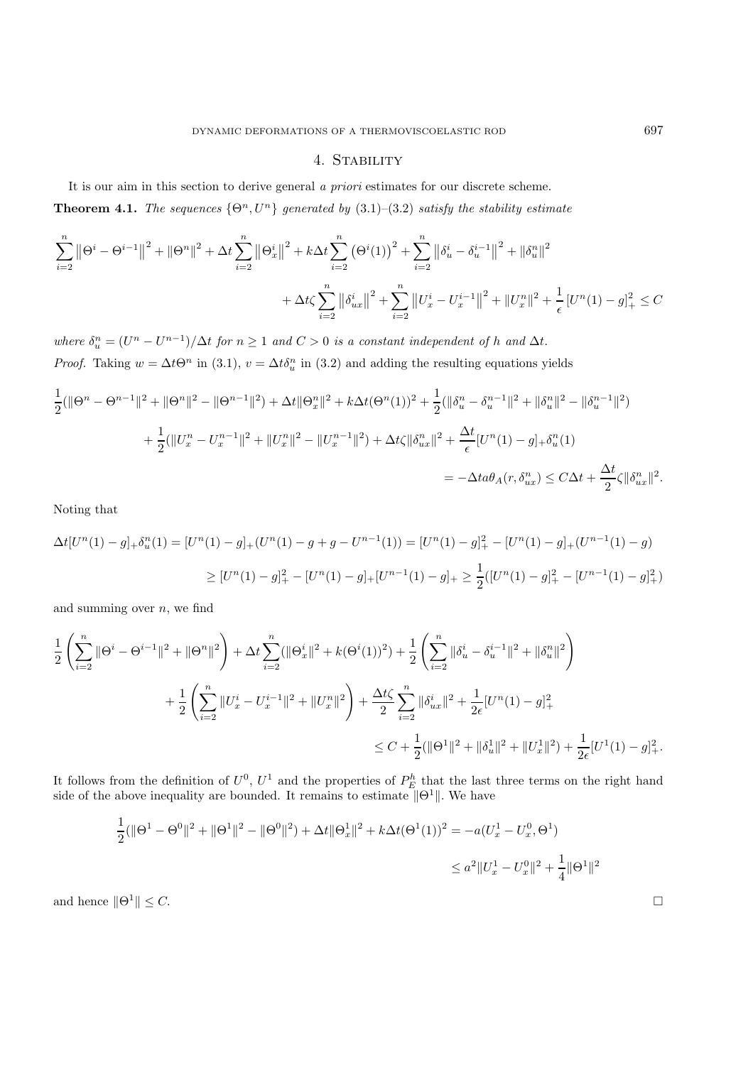## 4. Stability

It is our aim in this section to derive general *a priori* estimates for our discrete scheme.

**Theorem 4.1.** *The sequences* $\{\Theta^n, U^n\}$ *generated by* (3.1)–(3.2) *satisfy the stability estimate*

$$\sum_{i=2}^{n} \left\|\Theta^i - \Theta^{i-1}\right\|^2 + \|\Theta^n\|^2 + \Delta t \sum_{i=2}^{n} \left\|\Theta_x^i\right\|^2 + k\Delta t \sum_{i=2}^{n} \left(\Theta^i(1)\right)^2 + \sum_{i=2}^{n} \left\|\delta_u^i - \delta_u^{i-1}\right\|^2 + \|\delta_u^n\|^2$$
$$+ \Delta t \zeta \sum_{i=2}^{n} \left\|\delta_{ux}^i\right\|^2 + \sum_{i=2}^{n} \left\|U_x^i - U_x^{i-1}\right\|^2 + \|U_x^n\|^2 + \frac{1}{\epsilon}\left[U^n(1) - g\right]_+^2 \leq C$$

*where* $\delta_u^n = (U^n - U^{n-1})/\Delta t$ *for* $n \geq 1$ *and* $C > 0$ *is a constant independent of* $h$ *and* $\Delta t$.

*Proof.* Taking $w = \Delta t \Theta^n$ in (3.1), $v = \Delta t \delta_u^n$ in (3.2) and adding the resulting equations yields

$$\frac{1}{2}(\|\Theta^n - \Theta^{n-1}\|^2 + \|\Theta^n\|^2 - \|\Theta^{n-1}\|^2) + \Delta t\|\Theta_x^n\|^2 + k\Delta t(\Theta^n(1))^2 + \frac{1}{2}(\|\delta_u^n - \delta_u^{n-1}\|^2 + \|\delta_u^n\|^2 - \|\delta_u^{n-1}\|^2)$$
$$+ \frac{1}{2}(\|U_x^n - U_x^{n-1}\|^2 + \|U_x^n\|^2 - \|U_x^{n-1}\|^2) + \Delta t\zeta\|\delta_{ux}^n\|^2 + \frac{\Delta t}{\epsilon}[U^n(1) - g]_+\delta_u^n(1)$$
$$= -\Delta t a \theta_A(r, \delta_{ux}^n) \leq C\Delta t + \frac{\Delta t}{2}\zeta\|\delta_{ux}^n\|^2.$$

Noting that

$$\Delta t[U^n(1) - g]_+\delta_u^n(1) = [U^n(1) - g]_+(U^n(1) - g + g - U^{n-1}(1)) = [U^n(1) - g]_+^2 - [U^n(1) - g]_+(U^{n-1}(1) - g)$$
$$\geq [U^n(1) - g]_+^2 - [U^n(1) - g]_+[U^{n-1}(1) - g]_+ \geq \frac{1}{2}([U^n(1) - g]_+^2 - [U^{n-1}(1) - g]_+^2)$$

and summing over $n$, we find

$$\frac{1}{2}\left(\sum_{i=2}^{n} \|\Theta^i - \Theta^{i-1}\|^2 + \|\Theta^n\|^2\right) + \Delta t \sum_{i=2}^{n}(\|\Theta_x^i\|^2 + k(\Theta^i(1))^2) + \frac{1}{2}\left(\sum_{i=2}^{n} \|\delta_u^i - \delta_u^{i-1}\|^2 + \|\delta_u^n\|^2\right)$$
$$+ \frac{1}{2}\left(\sum_{i=2}^{n} \|U_x^i - U_x^{i-1}\|^2 + \|U_x^n\|^2\right) + \frac{\Delta t\zeta}{2}\sum_{i=2}^{n}\|\delta_{ux}^i\|^2 + \frac{1}{2\epsilon}[U^n(1) - g]_+^2$$
$$\leq C + \frac{1}{2}(\|\Theta^1\|^2 + \|\delta_u^1\|^2 + \|U_x^1\|^2) + \frac{1}{2\epsilon}[U^1(1) - g]_+^2.$$

It follows from the definition of $U^0$, $U^1$ and the properties of $P_E^h$ that the last three terms on the right hand side of the above inequality are bounded. It remains to estimate $\|\Theta^1\|$. We have

$$\frac{1}{2}(\|\Theta^1 - \Theta^0\|^2 + \|\Theta^1\|^2 - \|\Theta^0\|^2) + \Delta t\|\Theta_x^1\|^2 + k\Delta t(\Theta^1(1))^2 = -a(U_x^1 - U_x^0, \Theta^1)$$
$$\leq a^2\|U_x^1 - U_x^0\|^2 + \frac{1}{4}\|\Theta^1\|^2$$

and hence $\|\Theta^1\| \leq C$. □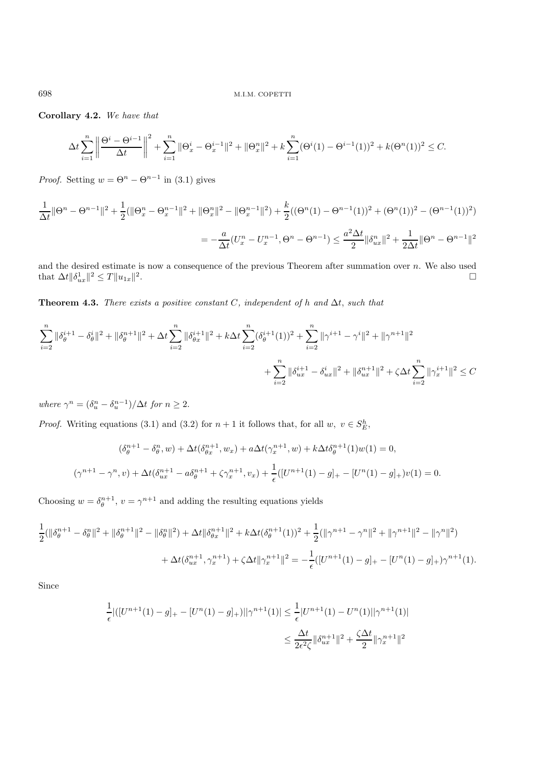**Corollary 4.2.** *We have that*

$$\Delta t \sum_{i=1}^{n} \left\| \frac{\Theta^i - \Theta^{i-1}}{\Delta t} \right\|^2 + \sum_{i=1}^{n} \|\Theta_x^i - \Theta_x^{i-1}\|^2 + \|\Theta_x^n\|^2 + k \sum_{i=1}^{n} (\Theta^i(1) - \Theta^{i-1}(1))^2 + k(\Theta^n(1))^2 \leq C.$$

*Proof.* Setting $w = \Theta^n - \Theta^{n-1}$ in (3.1) gives

$$\frac{1}{\Delta t}\|\Theta^n - \Theta^{n-1}\|^2 + \frac{1}{2}(\|\Theta_x^n - \Theta_x^{n-1}\|^2 + \|\Theta_x^n\|^2 - \|\Theta_x^{n-1}\|^2) + \frac{k}{2}((\Theta^n(1) - \Theta^{n-1}(1))^2 + (\Theta^n(1))^2 - (\Theta^{n-1}(1))^2)$$

$$= -\frac{a}{\Delta t}(U_x^n - U_x^{n-1}, \Theta^n - \Theta^{n-1}) \leq \frac{a^2 \Delta t}{2}\|\delta_{ux}^n\|^2 + \frac{1}{2\Delta t}\|\Theta^n - \Theta^{n-1}\|^2$$

and the desired estimate is now a consequence of the previous Theorem after summation over $n$. We also used that $\Delta t \|\delta_{ux}^1\|^2 \leq T\|u_{1x}\|^2$. $\square$

**Theorem 4.3.** *There exists a positive constant $C$, independent of $h$ and $\Delta t$, such that*

$$\sum_{i=2}^{n} \|\delta_\theta^{i+1} - \delta_\theta^i\|^2 + \|\delta_\theta^{n+1}\|^2 + \Delta t \sum_{i=2}^{n} \|\delta_{\theta x}^{i+1}\|^2 + k\Delta t \sum_{i=2}^{n} (\delta_\theta^{i+1}(1))^2 + \sum_{i=2}^{n} \|\gamma^{i+1} - \gamma^i\|^2 + \|\gamma^{n+1}\|^2$$

$$+ \sum_{i=2}^{n} \|\delta_{ux}^{i+1} - \delta_{ux}^i\|^2 + \|\delta_{ux}^{n+1}\|^2 + \zeta \Delta t \sum_{i=2}^{n} \|\gamma_x^{i+1}\|^2 \leq C$$

*where $\gamma^n = (\delta_u^n - \delta_u^{n-1})/\Delta t$ for $n \geq 2$.*

*Proof.* Writing equations (3.1) and (3.2) for $n+1$ it follows that, for all $w,\ v \in S_E^h$,

$$(\delta_\theta^{n+1} - \delta_\theta^n, w) + \Delta t(\delta_{\theta x}^{n+1}, w_x) + a\Delta t(\gamma_x^{n+1}, w) + k\Delta t \delta_\theta^{n+1}(1)w(1) = 0,$$

$$(\gamma^{n+1} - \gamma^n, v) + \Delta t(\delta_{ux}^{n+1} - a\delta_\theta^{n+1} + \zeta\gamma_x^{n+1}, v_x) + \frac{1}{\epsilon}([U^{n+1}(1) - g]_+ - [U^n(1) - g]_+)v(1) = 0.$$

Choosing $w = \delta_\theta^{n+1}$, $v = \gamma^{n+1}$ and adding the resulting equations yields

$$\frac{1}{2}(\|\delta_\theta^{n+1} - \delta_\theta^n\|^2 + \|\delta_\theta^{n+1}\|^2 - \|\delta_\theta^n\|^2) + \Delta t\|\delta_{\theta x}^{n+1}\|^2 + k\Delta t(\delta_\theta^{n+1}(1))^2 + \frac{1}{2}(\|\gamma^{n+1} - \gamma^n\|^2 + \|\gamma^{n+1}\|^2 - \|\gamma^n\|^2)$$

$$+ \Delta t(\delta_{ux}^{n+1}, \gamma_x^{n+1}) + \zeta\Delta t\|\gamma_x^{n+1}\|^2 = -\frac{1}{\epsilon}([U^{n+1}(1) - g]_+ - [U^n(1) - g]_+)\gamma^{n+1}(1).$$

Since

$$\frac{1}{\epsilon}|([U^{n+1}(1) - g]_+ - [U^n(1) - g]_+)||\gamma^{n+1}(1)| \leq \frac{1}{\epsilon}|U^{n+1}(1) - U^n(1)||\gamma^{n+1}(1)|$$

$$\leq \frac{\Delta t}{2\epsilon^2\zeta}\|\delta_{ux}^{n+1}\|^2 + \frac{\zeta\Delta t}{2}\|\gamma_x^{n+1}\|^2$$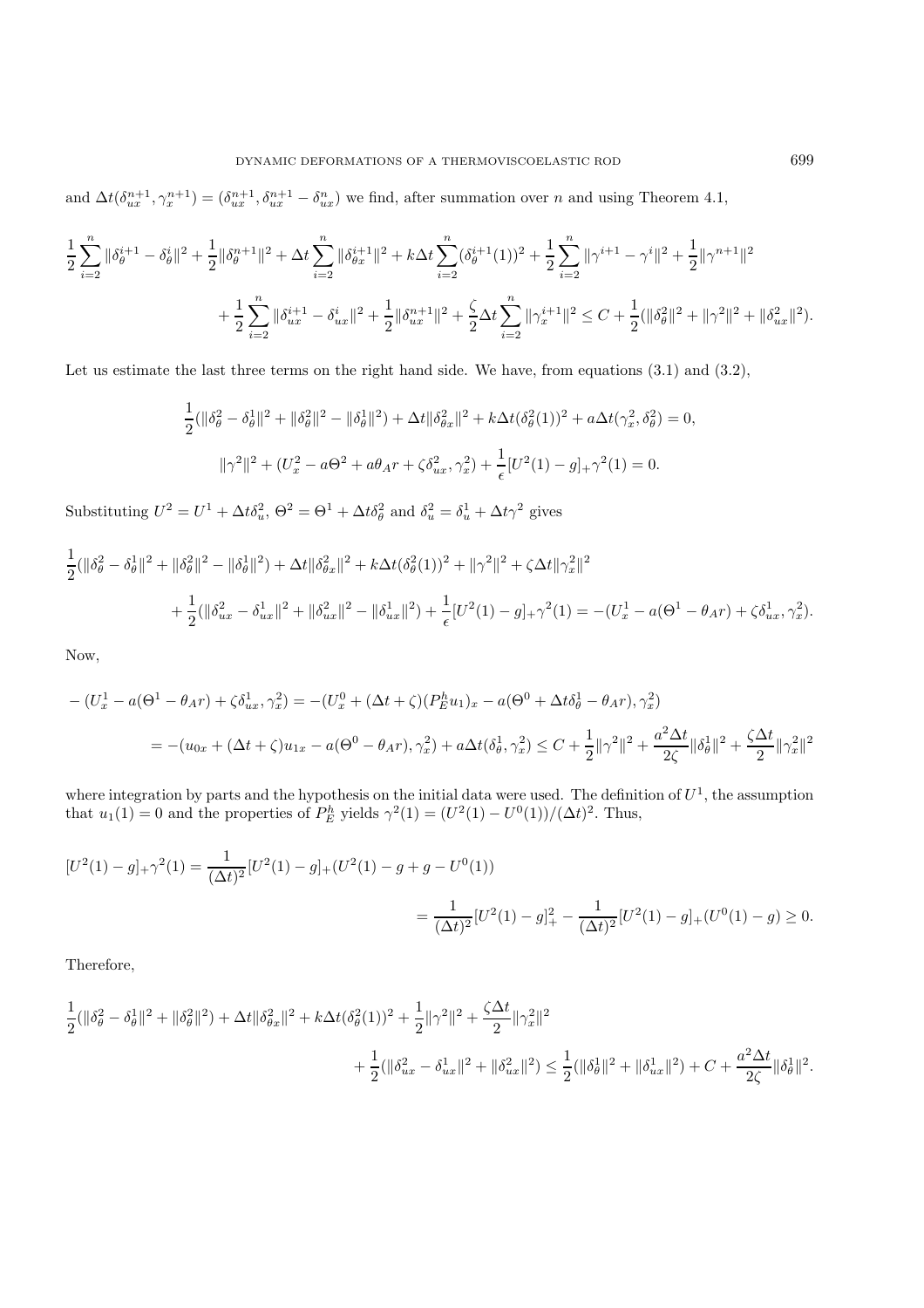and $\Delta t(\delta_{ux}^{n+1}, \gamma_x^{n+1}) = (\delta_{ux}^{n+1}, \delta_{ux}^{n+1} - \delta_{ux}^n)$ we find, after summation over $n$ and using Theorem 4.1,

$$
\frac{1}{2}\sum_{i=2}^{n} \|\delta_\theta^{i+1} - \delta_\theta^i\|^2 + \frac{1}{2}\|\delta_\theta^{n+1}\|^2 + \Delta t \sum_{i=2}^{n} \|\delta_{\theta x}^{i+1}\|^2 + k\Delta t \sum_{i=2}^{n} (\delta_\theta^{i+1}(1))^2 + \frac{1}{2}\sum_{i=2}^{n} \|\gamma^{i+1} - \gamma^i\|^2 + \frac{1}{2}\|\gamma^{n+1}\|^2
$$

$$
+ \frac{1}{2}\sum_{i=2}^{n} \|\delta_{ux}^{i+1} - \delta_{ux}^i\|^2 + \frac{1}{2}\|\delta_{ux}^{n+1}\|^2 + \frac{\zeta}{2}\Delta t \sum_{i=2}^{n} \|\gamma_x^{i+1}\|^2 \le C + \frac{1}{2}(\|\delta_\theta^2\|^2 + \|\gamma^2\|^2 + \|\delta_{ux}^2\|^2).
$$

Let us estimate the last three terms on the right hand side. We have, from equations (3.1) and (3.2),

$$
\frac{1}{2}(\|\delta_\theta^2 - \delta_\theta^1\|^2 + \|\delta_\theta^2\|^2 - \|\delta_\theta^1\|^2) + \Delta t\|\delta_{\theta x}^2\|^2 + k\Delta t(\delta_\theta^2(1))^2 + a\Delta t(\gamma_x^2, \delta_\theta^2) = 0,
$$

$$
\|\gamma^2\|^2 + (U_x^2 - a\Theta^2 + a\theta_A r + \zeta\delta_{ux}^2, \gamma_x^2) + \frac{1}{\epsilon}[U^2(1) - g]_+\gamma^2(1) = 0.
$$

Substituting $U^2 = U^1 + \Delta t\delta_u^2$, $\Theta^2 = \Theta^1 + \Delta t\delta_\theta^2$ and $\delta_u^2 = \delta_u^1 + \Delta t\gamma^2$ gives

$$
\frac{1}{2}(\|\delta_\theta^2 - \delta_\theta^1\|^2 + \|\delta_\theta^2\|^2 - \|\delta_\theta^1\|^2) + \Delta t\|\delta_{\theta x}^2\|^2 + k\Delta t(\delta_\theta^2(1))^2 + \|\gamma^2\|^2 + \zeta\Delta t\|\gamma_x^2\|^2
$$

$$
+ \frac{1}{2}(\|\delta_{ux}^2 - \delta_{ux}^1\|^2 + \|\delta_{ux}^2\|^2 - \|\delta_{ux}^1\|^2) + \frac{1}{\epsilon}[U^2(1) - g]_+\gamma^2(1) = -(U_x^1 - a(\Theta^1 - \theta_A r) + \zeta\delta_{ux}^1, \gamma_x^2).
$$

Now,

$$
-(U_x^1 - a(\Theta^1 - \theta_A r) + \zeta\delta_{ux}^1, \gamma_x^2) = -(U_x^0 + (\Delta t + \zeta)(P_E^h u_1)_x - a(\Theta^0 + \Delta t\delta_\theta^1 - \theta_A r), \gamma_x^2)
$$

$$
= -(u_{0x} + (\Delta t + \zeta)u_{1x} - a(\Theta^0 - \theta_A r), \gamma_x^2) + a\Delta t(\delta_\theta^1, \gamma_x^2) \le C + \frac{1}{2}\|\gamma^2\|^2 + \frac{a^2\Delta t}{2\zeta}\|\delta_\theta^1\|^2 + \frac{\zeta\Delta t}{2}\|\gamma_x^2\|^2
$$

where integration by parts and the hypothesis on the initial data were used. The definition of $U^1$, the assumption that $u_1(1) = 0$ and the properties of $P_E^h$ yields $\gamma^2(1) = (U^2(1) - U^0(1))/(\Delta t)^2$. Thus,

$$
[U^2(1) - g]_+\gamma^2(1) = \frac{1}{(\Delta t)^2}[U^2(1) - g]_+(U^2(1) - g + g - U^0(1))
$$

$$
= \frac{1}{(\Delta t)^2}[U^2(1) - g]_+^2 - \frac{1}{(\Delta t)^2}[U^2(1) - g]_+(U^0(1) - g) \ge 0.
$$

Therefore,

$$
\frac{1}{2}(\|\delta_\theta^2 - \delta_\theta^1\|^2 + \|\delta_\theta^2\|^2) + \Delta t\|\delta_{\theta x}^2\|^2 + k\Delta t(\delta_\theta^2(1))^2 + \frac{1}{2}\|\gamma^2\|^2 + \frac{\zeta\Delta t}{2}\|\gamma_x^2\|^2
$$

$$
+ \frac{1}{2}(\|\delta_{ux}^2 - \delta_{ux}^1\|^2 + \|\delta_{ux}^2\|^2) \le \frac{1}{2}(\|\delta_\theta^1\|^2 + \|\delta_{ux}^1\|^2) + C + \frac{a^2\Delta t}{2\zeta}\|\delta_\theta^1\|^2.
$$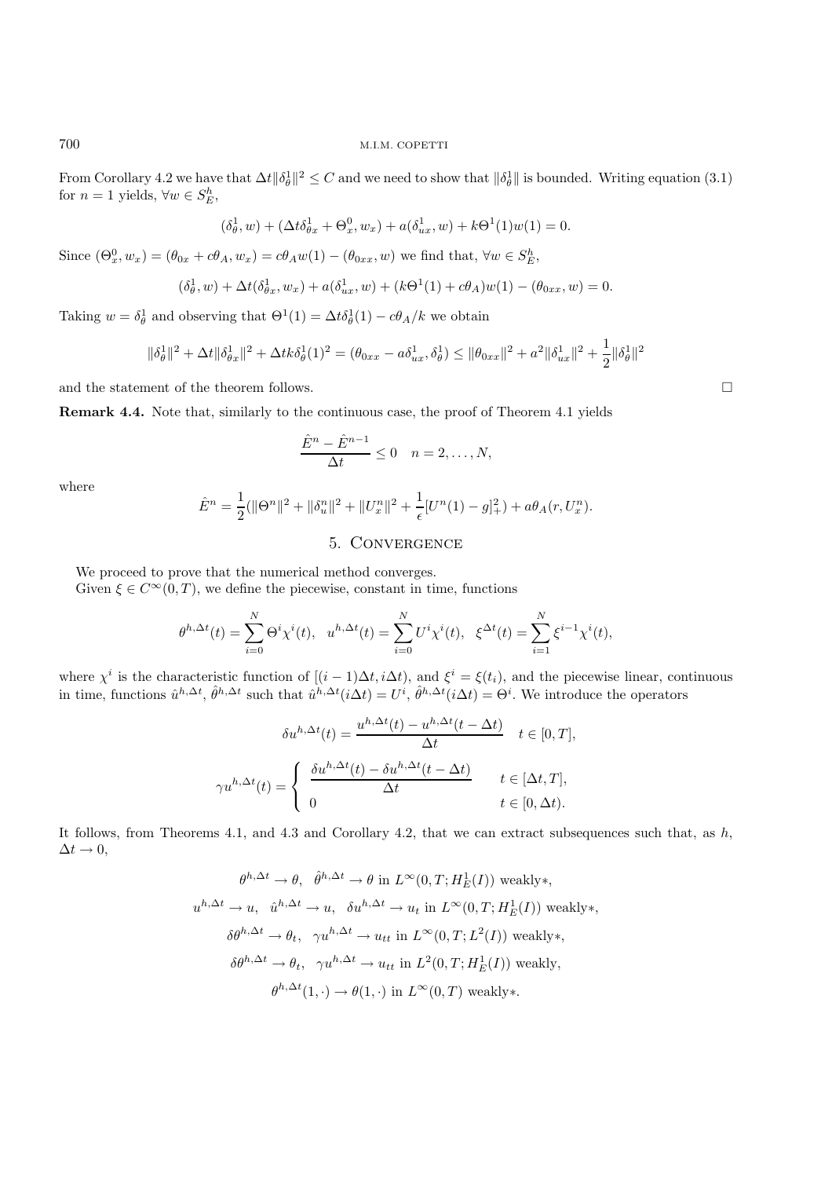From Corollary 4.2 we have that $\Delta t\|\delta_\theta^1\|^2 \le C$ and we need to show that $\|\delta_\theta^1\|$ is bounded. Writing equation (3.1) for $n=1$ yields, $\forall w \in S_E^h$,

$$(\delta_\theta^1, w) + (\Delta t \delta_{\theta x}^1 + \Theta_x^0, w_x) + a(\delta_{ux}^1, w) + k\Theta^1(1)w(1) = 0.$$

Since $(\Theta_x^0, w_x) = (\theta_{0x} + c\theta_A, w_x) = c\theta_A w(1) - (\theta_{0xx}, w)$ we find that, $\forall w \in S_E^h$,

$$(\delta_\theta^1, w) + \Delta t(\delta_{\theta x}^1, w_x) + a(\delta_{ux}^1, w) + (k\Theta^1(1) + c\theta_A)w(1) - (\theta_{0xx}, w) = 0.$$

Taking $w = \delta_\theta^1$ and observing that $\Theta^1(1) = \Delta t \delta_\theta^1(1) - c\theta_A/k$ we obtain

$$\|\delta_\theta^1\|^2 + \Delta t\|\delta_{\theta x}^1\|^2 + \Delta t k \delta_\theta^1(1)^2 = (\theta_{0xx} - a\delta_{ux}^1, \delta_\theta^1) \le \|\theta_{0xx}\|^2 + a^2\|\delta_{ux}^1\|^2 + \frac{1}{2}\|\delta_\theta^1\|^2$$

and the statement of the theorem follows. □

**Remark 4.4.** Note that, similarly to the continuous case, the proof of Theorem 4.1 yields

$$\frac{\hat{E}^n - \hat{E}^{n-1}}{\Delta t} \le 0 \quad n = 2, \ldots, N,$$

where

$$\hat{E}^n = \frac{1}{2}(\|\Theta^n\|^2 + \|\delta_u^n\|^2 + \|U_x^n\|^2 + \frac{1}{\epsilon}[U^n(1) - g]_+^2) + a\theta_A(r, U_x^n).$$

## 5. Convergence

We proceed to prove that the numerical method converges.

Given $\xi \in C^\infty(0,T)$, we define the piecewise, constant in time, functions

$$\theta^{h,\Delta t}(t) = \sum_{i=0}^N \Theta^i \chi^i(t), \quad u^{h,\Delta t}(t) = \sum_{i=0}^N U^i \chi^i(t), \quad \xi^{\Delta t}(t) = \sum_{i=1}^N \xi^{i-1}\chi^i(t),$$

where $\chi^i$ is the characteristic function of $[(i-1)\Delta t, i\Delta t)$, and $\xi^i = \xi(t_i)$, and the piecewise linear, continuous in time, functions $\hat{u}^{h,\Delta t}$, $\hat{\theta}^{h,\Delta t}$ such that $\hat{u}^{h,\Delta t}(i\Delta t) = U^i$, $\hat{\theta}^{h,\Delta t}(i\Delta t) = \Theta^i$. We introduce the operators

$$\delta u^{h,\Delta t}(t) = \frac{u^{h,\Delta t}(t) - u^{h,\Delta t}(t-\Delta t)}{\Delta t} \quad t \in [0,T],$$

$$\gamma u^{h,\Delta t}(t) = \begin{cases} \dfrac{\delta u^{h,\Delta t}(t) - \delta u^{h,\Delta t}(t-\Delta t)}{\Delta t} & t \in [\Delta t, T], \\ 0 & t \in [0, \Delta t). \end{cases}$$

It follows, from Theorems 4.1, and 4.3 and Corollary 4.2, that we can extract subsequences such that, as $h$, $\Delta t \to 0$,

$$\theta^{h,\Delta t} \to \theta, \quad \hat{\theta}^{h,\Delta t} \to \theta \text{ in } L^\infty(0,T; H_E^1(I)) \text{ weakly}*,$$

$$u^{h,\Delta t} \to u, \quad \hat{u}^{h,\Delta t} \to u, \quad \delta u^{h,\Delta t} \to u_t \text{ in } L^\infty(0,T; H_E^1(I)) \text{ weakly}*,$$

$$\delta\theta^{h,\Delta t} \to \theta_t, \quad \gamma u^{h,\Delta t} \to u_{tt} \text{ in } L^\infty(0,T; L^2(I)) \text{ weakly}*,$$

$$\delta\theta^{h,\Delta t} \to \theta_t, \quad \gamma u^{h,\Delta t} \to u_{tt} \text{ in } L^2(0,T; H_E^1(I)) \text{ weakly},$$

$$\theta^{h,\Delta t}(1,\cdot) \to \theta(1,\cdot) \text{ in } L^\infty(0,T) \text{ weakly}*.$$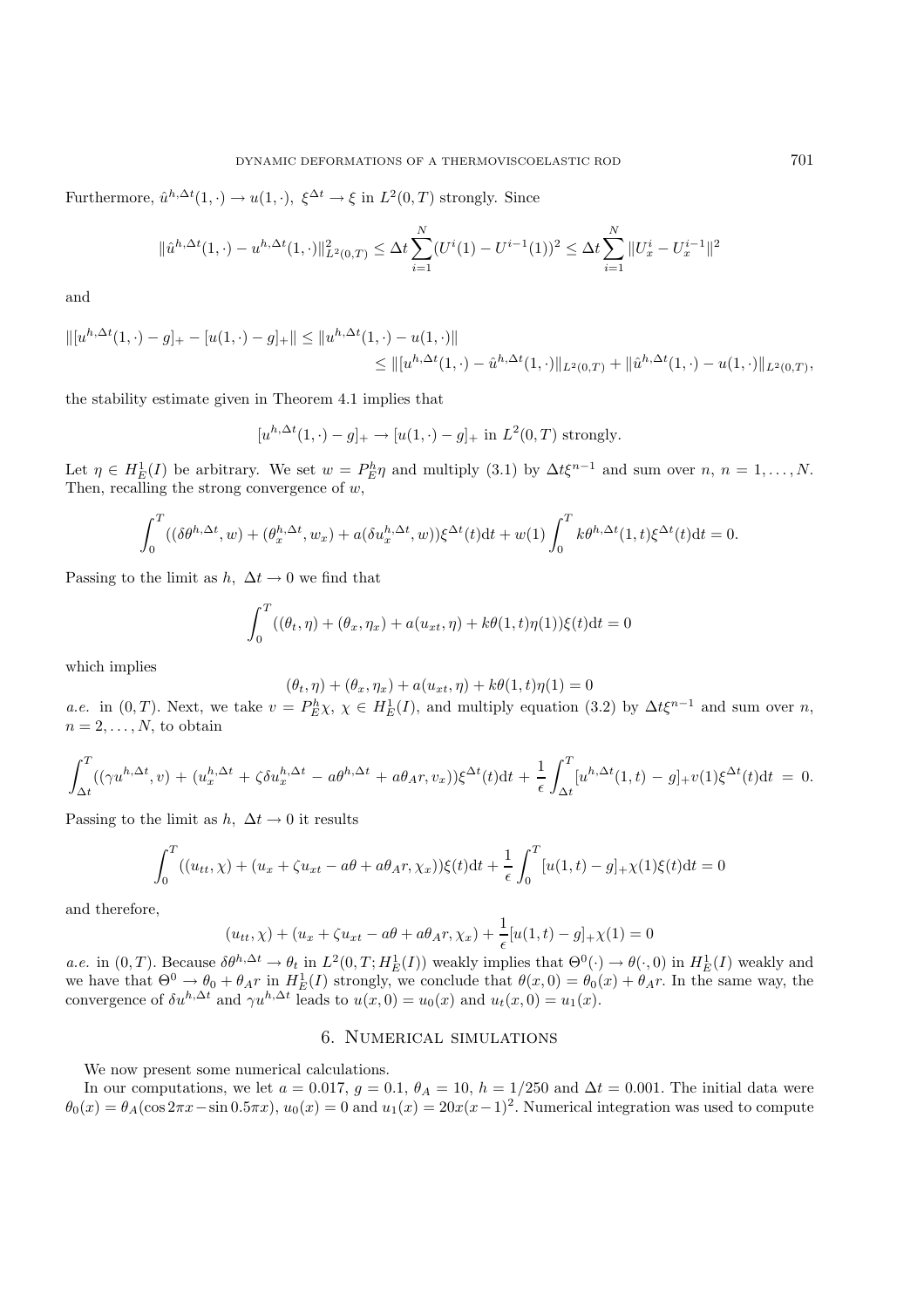Furthermore, $\hat{u}^{h,\Delta t}(1,\cdot) \to u(1,\cdot)$, $\xi^{\Delta t} \to \xi$ in $L^2(0,T)$ strongly. Since

$$\|\hat{u}^{h,\Delta t}(1,\cdot) - u^{h,\Delta t}(1,\cdot)\|^2_{L^2(0,T)} \leq \Delta t \sum_{i=1}^{N} (U^i(1) - U^{i-1}(1))^2 \leq \Delta t \sum_{i=1}^{N} \|U^i_x - U^{i-1}_x\|^2$$

and

$$\begin{aligned}\|[u^{h,\Delta t}(1,\cdot) - g]_+ - [u(1,\cdot) - g]_+\| &\leq \|u^{h,\Delta t}(1,\cdot) - u(1,\cdot)\| \\ &\leq \|[u^{h,\Delta t}(1,\cdot) - \hat{u}^{h,\Delta t}(1,\cdot)\|_{L^2(0,T)} + \|\hat{u}^{h,\Delta t}(1,\cdot) - u(1,\cdot)\|_{L^2(0,T)},\end{aligned}$$

the stability estimate given in Theorem 4.1 implies that

$$[u^{h,\Delta t}(1,\cdot) - g]_+ \to [u(1,\cdot) - g]_+ \text{ in } L^2(0,T) \text{ strongly.}$$

Let $\eta \in H^1_E(I)$ be arbitrary. We set $w = P^h_E \eta$ and multiply (3.1) by $\Delta t \xi^{n-1}$ and sum over $n$, $n = 1, \ldots, N$. Then, recalling the strong convergence of $w$,

$$\int_0^T ((\delta\theta^{h,\Delta t}, w) + (\theta^{h,\Delta t}_x, w_x) + a(\delta u^{h,\Delta t}_x, w))\xi^{\Delta t}(t)\mathrm{d}t + w(1)\int_0^T k\theta^{h,\Delta t}(1,t)\xi^{\Delta t}(t)\mathrm{d}t = 0.$$

Passing to the limit as $h$, $\Delta t \to 0$ we find that

$$\int_0^T ((\theta_t, \eta) + (\theta_x, \eta_x) + a(u_{xt}, \eta) + k\theta(1,t)\eta(1))\xi(t)\mathrm{d}t = 0$$

which implies

$$(\theta_t, \eta) + (\theta_x, \eta_x) + a(u_{xt}, \eta) + k\theta(1,t)\eta(1) = 0$$

*a.e.* in $(0,T)$. Next, we take $v = P^h_E \chi$, $\chi \in H^1_E(I)$, and multiply equation (3.2) by $\Delta t \xi^{n-1}$ and sum over $n$, $n = 2, \ldots, N$, to obtain

$$\int_{\Delta t}^T ((\gamma u^{h,\Delta t}, v) + (u^{h,\Delta t}_x + \zeta\delta u^{h,\Delta t}_x - a\theta^{h,\Delta t} + a\theta_A r, v_x))\xi^{\Delta t}(t)\mathrm{d}t + \frac{1}{\epsilon}\int_{\Delta t}^T [u^{h,\Delta t}(1,t) - g]_+ v(1)\xi^{\Delta t}(t)\mathrm{d}t = 0.$$

Passing to the limit as $h$, $\Delta t \to 0$ it results

$$\int_0^T ((u_{tt}, \chi) + (u_x + \zeta u_{xt} - a\theta + a\theta_A r, \chi_x))\xi(t)\mathrm{d}t + \frac{1}{\epsilon}\int_0^T [u(1,t) - g]_+ \chi(1)\xi(t)\mathrm{d}t = 0$$

and therefore,

$$(u_{tt}, \chi) + (u_x + \zeta u_{xt} - a\theta + a\theta_A r, \chi_x) + \frac{1}{\epsilon}[u(1,t) - g]_+ \chi(1) = 0$$

*a.e.* in $(0,T)$. Because $\delta\theta^{h,\Delta t} \to \theta_t$ in $L^2(0,T; H^1_E(I))$ weakly implies that $\Theta^0(\cdot) \to \theta(\cdot, 0)$ in $H^1_E(I)$ weakly and we have that $\Theta^0 \to \theta_0 + \theta_A r$ in $H^1_E(I)$ strongly, we conclude that $\theta(x,0) = \theta_0(x) + \theta_A r$. In the same way, the convergence of $\delta u^{h,\Delta t}$ and $\gamma u^{h,\Delta t}$ leads to $u(x,0) = u_0(x)$ and $u_t(x,0) = u_1(x)$.

## 6. Numerical simulations

We now present some numerical calculations.

In our computations, we let $a = 0.017$, $g = 0.1$, $\theta_A = 10$, $h = 1/250$ and $\Delta t = 0.001$. The initial data were $\theta_0(x) = \theta_A(\cos 2\pi x - \sin 0.5\pi x)$, $u_0(x) = 0$ and $u_1(x) = 20x(x-1)^2$. Numerical integration was used to compute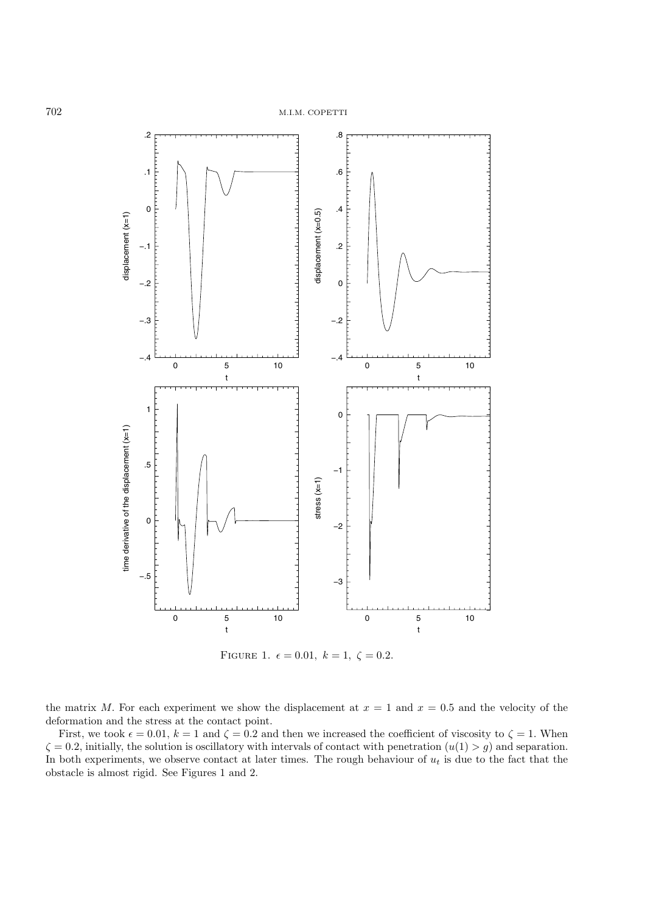FIGURE 1. $\epsilon = 0.01,\ k = 1,\ \zeta = 0.2$.

the matrix $M$. For each experiment we show the displacement at $x = 1$ and $x = 0.5$ and the velocity of the deformation and the stress at the contact point.

First, we took $\epsilon = 0.01$, $k = 1$ and $\zeta = 0.2$ and then we increased the coefficient of viscosity to $\zeta = 1$. When $\zeta = 0.2$, initially, the solution is oscillatory with intervals of contact with penetration ($u(1) > g$) and separation. In both experiments, we observe contact at later times. The rough behaviour of $u_t$ is due to the fact that the obstacle is almost rigid. See Figures 1 and 2.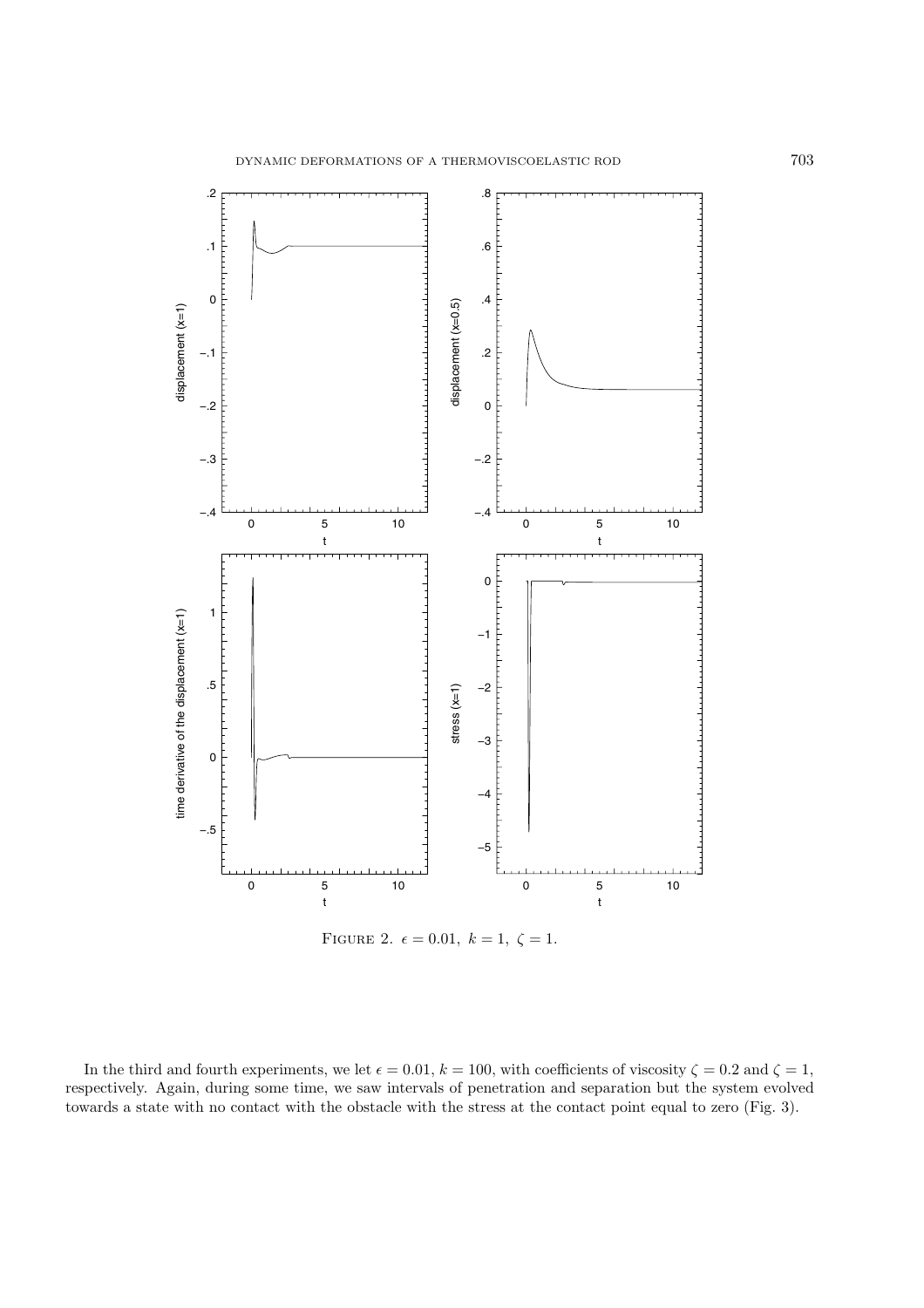FIGURE 2. $\epsilon = 0.01,\ k = 1,\ \zeta = 1.$

In the third and fourth experiments, we let $\epsilon = 0.01$, $k = 100$, with coefficients of viscosity $\zeta = 0.2$ and $\zeta = 1$, respectively. Again, during some time, we saw intervals of penetration and separation but the system evolved towards a state with no contact with the obstacle with the stress at the contact point equal to zero (Fig. 3).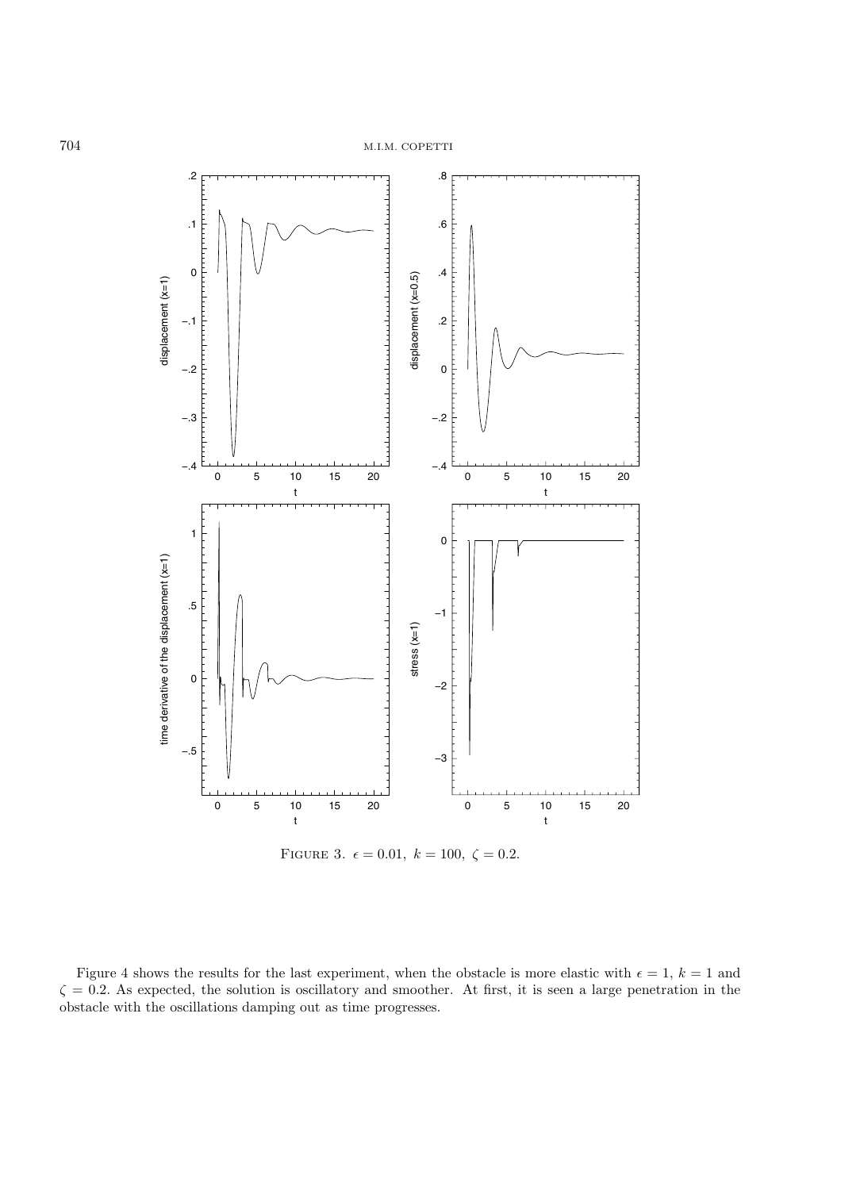FIGURE 3. $\epsilon = 0.01,\ k = 100,\ \zeta = 0.2.$

Figure 4 shows the results for the last experiment, when the obstacle is more elastic with $\epsilon = 1$, $k = 1$ and $\zeta = 0.2$. As expected, the solution is oscillatory and smoother. At first, it is seen a large penetration in the obstacle with the oscillations damping out as time progresses.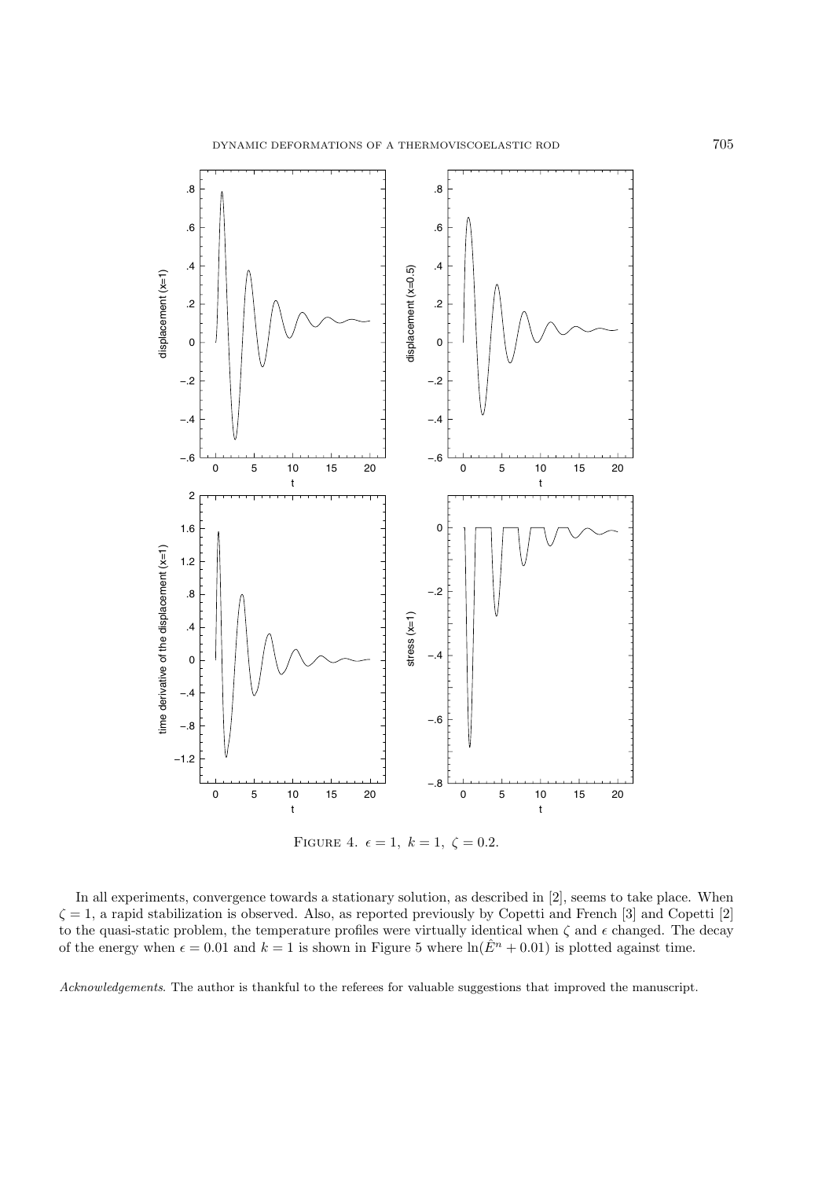FIGURE 4. $\epsilon = 1,\ k = 1,\ \zeta = 0.2$.

In all experiments, convergence towards a stationary solution, as described in [2], seems to take place. When $\zeta = 1$, a rapid stabilization is observed. Also, as reported previously by Copetti and French [3] and Copetti [2] to the quasi-static problem, the temperature profiles were virtually identical when $\zeta$ and $\epsilon$ changed. The decay of the energy when $\epsilon = 0.01$ and $k = 1$ is shown in Figure 5 where $\ln(\hat{E}^n + 0.01)$ is plotted against time.

*Acknowledgements*. The author is thankful to the referees for valuable suggestions that improved the manuscript.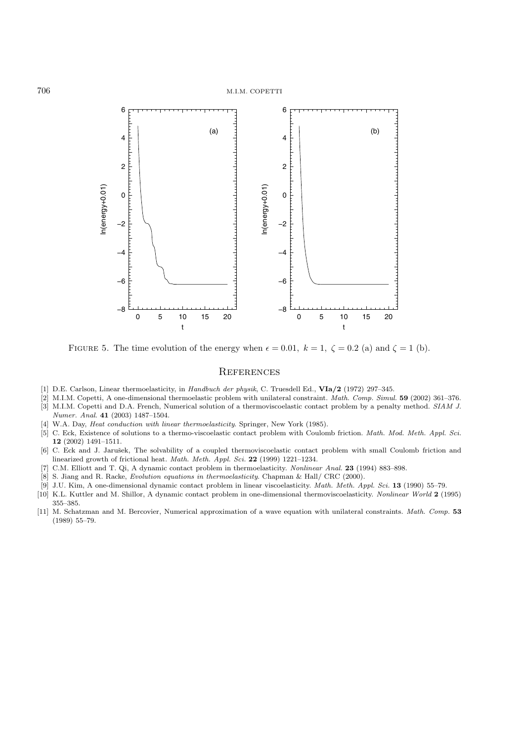(a)

ln(energy+0.01)

6
4
2
0
−2
−4
−6
−8

0 5 10 15 20

t

(b)

ln(energy+0.01)

6
4
2
0
−2
−4
−6
−8

0 5 10 15 20

t

FIGURE 5. The time evolution of the energy when $\epsilon = 0.01,\ k = 1,\ \zeta = 0.2$ (a) and $\zeta = 1$ (b).

## REFERENCES

[1] D.E. Carlson, Linear thermoelasticity, in *Handbuch der physik*, C. Truesdell Ed., **VIa/2** (1972) 297–345.

[2] M.I.M. Copetti, A one-dimensional thermoelastic problem with unilateral constraint. *Math. Comp. Simul.* **59** (2002) 361–376.

[3] M.I.M. Copetti and D.A. French, Numerical solution of a thermoviscoelastic contact problem by a penalty method. *SIAM J. Numer. Anal.* **41** (2003) 1487–1504.

[4] W.A. Day, *Heat conduction with linear thermoelasticity*. Springer, New York (1985).

[5] C. Eck, Existence of solutions to a thermo-viscoelastic contact problem with Coulomb friction. *Math. Mod. Meth. Appl. Sci.* **12** (2002) 1491–1511.

[6] C. Eck and J. Jarušek, The solvability of a coupled thermoviscoelastic contact problem with small Coulomb friction and linearized growth of frictional heat. *Math. Meth. Appl. Sci.* **22** (1999) 1221–1234.

[7] C.M. Elliott and T. Qi, A dynamic contact problem in thermoelasticity. *Nonlinear Anal.* **23** (1994) 883–898.

[8] S. Jiang and R. Racke, *Evolution equations in thermoelasticity*. Chapman & Hall/ CRC (2000).

[9] J.U. Kim, A one-dimensional dynamic contact problem in linear viscoelasticity. *Math. Meth. Appl. Sci.* **13** (1990) 55–79.

[10] K.L. Kuttler and M. Shillor, A dynamic contact problem in one-dimensional thermoviscoelasticity. *Nonlinear World* **2** (1995) 355–385.

[11] M. Schatzman and M. Bercovier, Numerical approximation of a wave equation with unilateral constraints. *Math. Comp.* **53** (1989) 55–79.